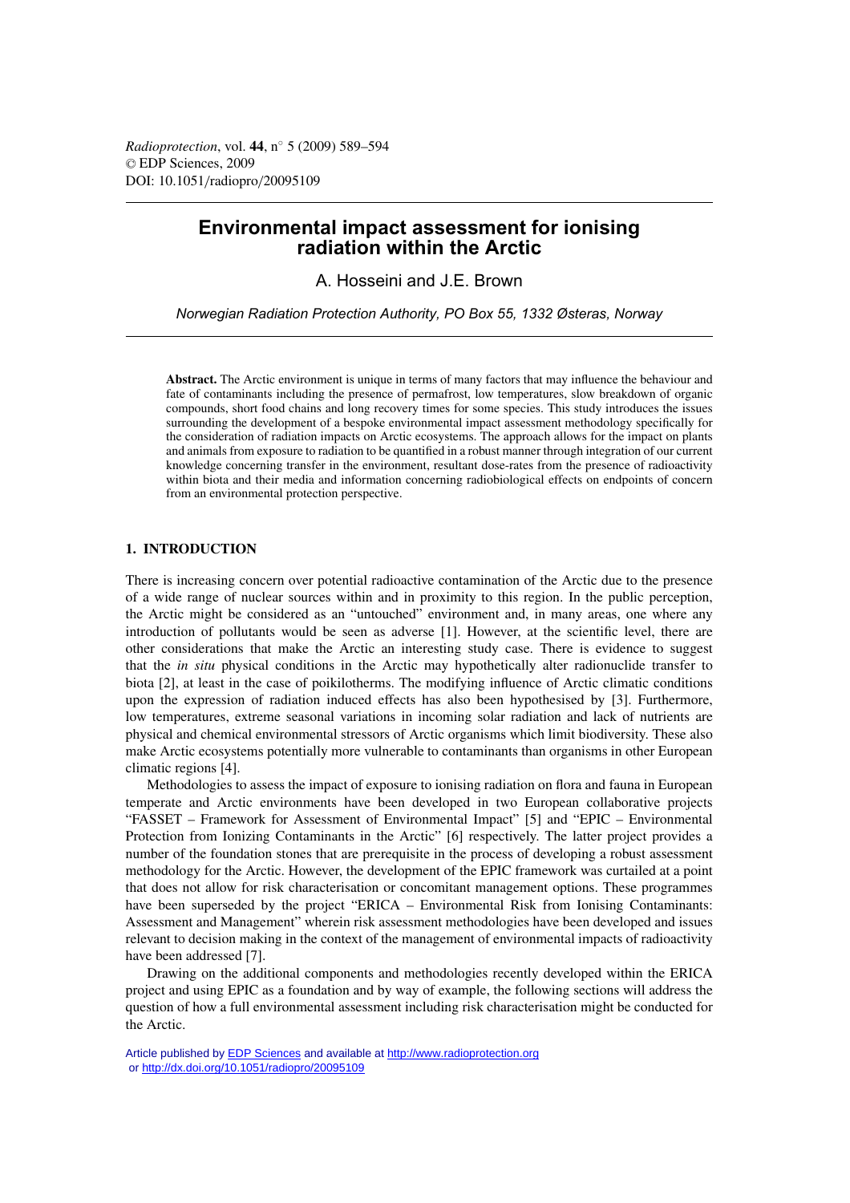# Environmental impact assessment for ionising radiation within the Arctic

A. Hosseini and J.E. Brown

*Norwegian Radiation Protection Authority, PO Box 55, 1332 Østeras, Norway*

**Abstract.** The Arctic environment is unique in terms of many factors that may influence the behaviour and fate of contaminants including the presence of permafrost, low temperatures, slow breakdown of organic compounds, short food chains and long recovery times for some species. This study introduces the issues surrounding the development of a bespoke environmental impact assessment methodology specifically for the consideration of radiation impacts on Arctic ecosystems. The approach allows for the impact on plants and animals from exposure to radiation to be quantified in a robust manner through integration of our current knowledge concerning transfer in the environment, resultant dose-rates from the presence of radioactivity within biota and their media and information concerning radiobiological effects on endpoints of concern from an environmental protection perspective.

## 1. INTRODUCTION

There is increasing concern over potential radioactive contamination of the Arctic due to the presence of a wide range of nuclear sources within and in proximity to this region. In the public perception, the Arctic might be considered as an "untouched" environment and, in many areas, one where any introduction of pollutants would be seen as adverse [1]. However, at the scientific level, there are other considerations that make the Arctic an interesting study case. There is evidence to suggest that the *in situ* physical conditions in the Arctic may hypothetically alter radionuclide transfer to biota [2], at least in the case of poikilotherms. The modifying influence of Arctic climatic conditions upon the expression of radiation induced effects has also been hypothesised by [3]. Furthermore, low temperatures, extreme seasonal variations in incoming solar radiation and lack of nutrients are physical and chemical environmental stressors of Arctic organisms which limit biodiversity. These also make Arctic ecosystems potentially more vulnerable to contaminants than organisms in other European climatic regions [4].

Methodologies to assess the impact of exposure to ionising radiation on flora and fauna in European temperate and Arctic environments have been developed in two European collaborative projects "FASSET – Framework for Assessment of Environmental Impact" [5] and "EPIC – Environmental Protection from Ionizing Contaminants in the Arctic" [6] respectively. The latter project provides a number of the foundation stones that are prerequisite in the process of developing a robust assessment methodology for the Arctic. However, the development of the EPIC framework was curtailed at a point that does not allow for risk characterisation or concomitant management options. These programmes have been superseded by the project "ERICA – Environmental Risk from Ionising Contaminants: Assessment and Management" wherein risk assessment methodologies have been developed and issues relevant to decision making in the context of the management of environmental impacts of radioactivity have been addressed [7].

Drawing on the additional components and methodologies recently developed within the ERICA project and using EPIC as a foundation and by way of example, the following sections will address the question of how a full environmental assessment including risk characterisation might be conducted for the Arctic.

Article published by EDP Sciences and available at http://www.radioprotection.org or http://dx.doi.org/10.1051/radiopro/20095109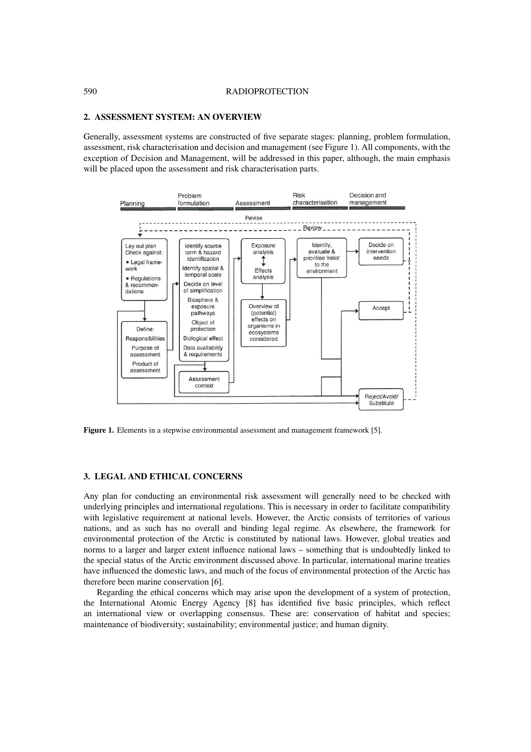## 2. ASSESSMENT SYSTEM: AN OVERVIEW

Generally, assessment systems are constructed of five separate stages: planning, problem formulation, assessment, risk characterisation and decision and management (see Figure 1). All components, with the exception of Decision and Management, will be addressed in this paper, although, the main emphasis will be placed upon the assessment and risk characterisation parts.

**Figure 1.** Elements in a stepwise environmental assessment and management framework [5].

## 3. LEGAL AND ETHICAL CONCERNS

Any plan for conducting an environmental risk assessment will generally need to be checked with underlying principles and international regulations. This is necessary in order to facilitate compatibility with legislative requirement at national levels. However, the Arctic consists of territories of various nations, and as such has no overall and binding legal regime. As elsewhere, the framework for environmental protection of the Arctic is constituted by national laws. However, global treaties and norms to a larger and larger extent influence national laws – something that is undoubtedly linked to the special status of the Arctic environment discussed above. In particular, international marine treaties have influenced the domestic laws, and much of the focus of environmental protection of the Arctic has therefore been marine conservation [6].

Regarding the ethical concerns which may arise upon the development of a system of protection, the International Atomic Energy Agency [8] has identified five basic principles, which reflect an international view or overlapping consensus. These are: conservation of habitat and species; maintenance of biodiversity; sustainability; environmental justice; and human dignity.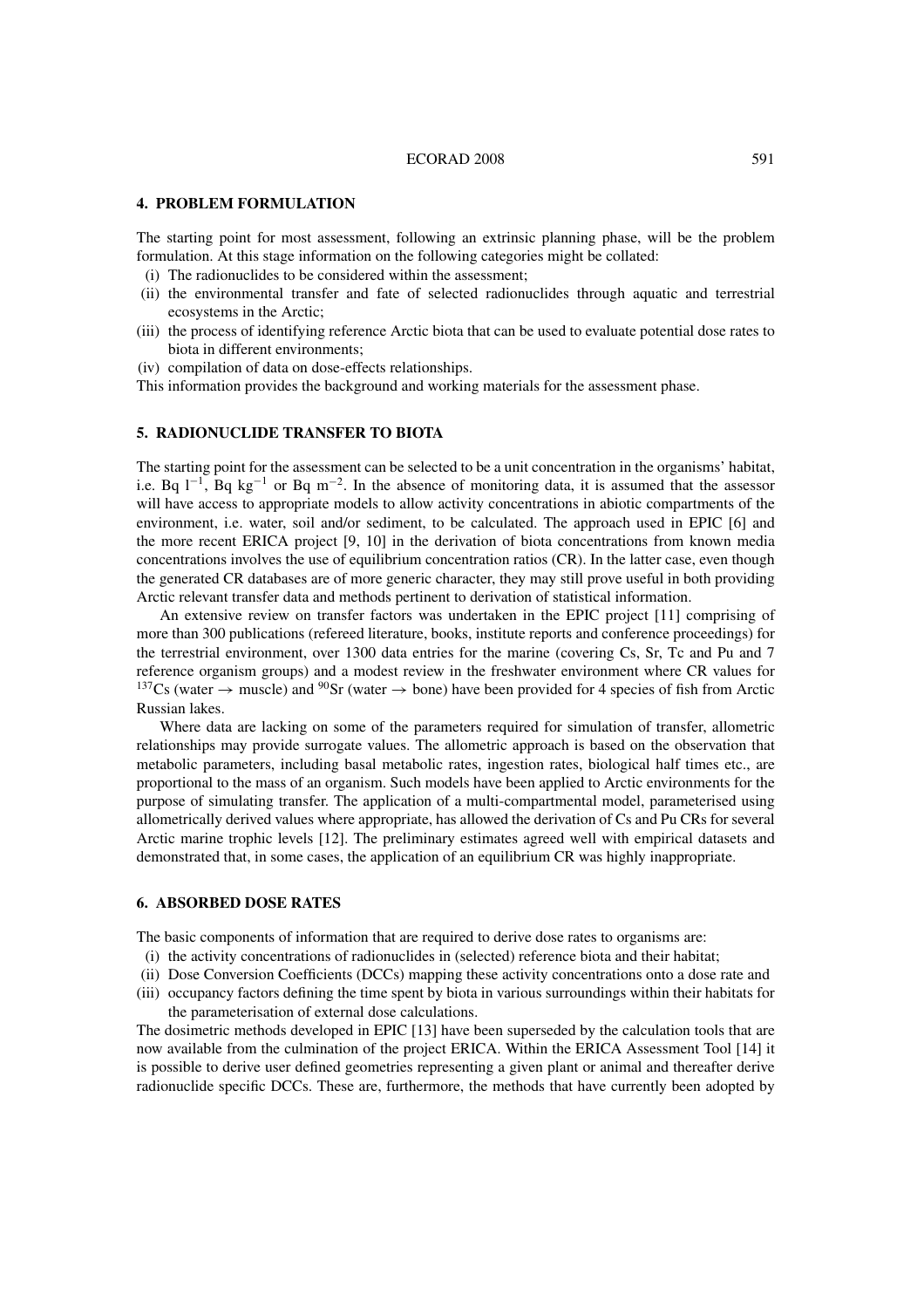## 4. PROBLEM FORMULATION

The starting point for most assessment, following an extrinsic planning phase, will be the problem formulation. At this stage information on the following categories might be collated:

- (i) The radionuclides to be considered within the assessment;
- (ii) the environmental transfer and fate of selected radionuclides through aquatic and terrestrial ecosystems in the Arctic;
- (iii) the process of identifying reference Arctic biota that can be used to evaluate potential dose rates to biota in different environments;
- (iv) compilation of data on dose-effects relationships.

This information provides the background and working materials for the assessment phase.

## 5. RADIONUCLIDE TRANSFER TO BIOTA

The starting point for the assessment can be selected to be a unit concentration in the organisms' habitat, i.e. Bq $l^{-1}$, Bq $kg^{-1}$ or Bq $m^{-2}$. In the absence of monitoring data, it is assumed that the assessor will have access to appropriate models to allow activity concentrations in abiotic compartments of the environment, i.e. water, soil and/or sediment, to be calculated. The approach used in EPIC [6] and the more recent ERICA project [9, 10] in the derivation of biota concentrations from known media concentrations involves the use of equilibrium concentration ratios (CR). In the latter case, even though the generated CR databases are of more generic character, they may still prove useful in both providing Arctic relevant transfer data and methods pertinent to derivation of statistical information.

An extensive review on transfer factors was undertaken in the EPIC project [11] comprising of more than 300 publications (refereed literature, books, institute reports and conference proceedings) for the terrestrial environment, over 1300 data entries for the marine (covering Cs, Sr, Tc and Pu and 7 reference organism groups) and a modest review in the freshwater environment where CR values for $^{137}$Cs (water $\rightarrow$ muscle) and $^{90}$Sr (water $\rightarrow$ bone) have been provided for 4 species of fish from Arctic Russian lakes.

Where data are lacking on some of the parameters required for simulation of transfer, allometric relationships may provide surrogate values. The allometric approach is based on the observation that metabolic parameters, including basal metabolic rates, ingestion rates, biological half times etc., are proportional to the mass of an organism. Such models have been applied to Arctic environments for the purpose of simulating transfer. The application of a multi-compartmental model, parameterised using allometrically derived values where appropriate, has allowed the derivation of Cs and Pu CRs for several Arctic marine trophic levels [12]. The preliminary estimates agreed well with empirical datasets and demonstrated that, in some cases, the application of an equilibrium CR was highly inappropriate.

## 6. ABSORBED DOSE RATES

The basic components of information that are required to derive dose rates to organisms are:

- (i) the activity concentrations of radionuclides in (selected) reference biota and their habitat;
- (ii) Dose Conversion Coefficients (DCCs) mapping these activity concentrations onto a dose rate and
- (iii) occupancy factors defining the time spent by biota in various surroundings within their habitats for the parameterisation of external dose calculations.

The dosimetric methods developed in EPIC [13] have been superseded by the calculation tools that are now available from the culmination of the project ERICA. Within the ERICA Assessment Tool [14] it is possible to derive user defined geometries representing a given plant or animal and thereafter derive radionuclide specific DCCs. These are, furthermore, the methods that have currently been adopted by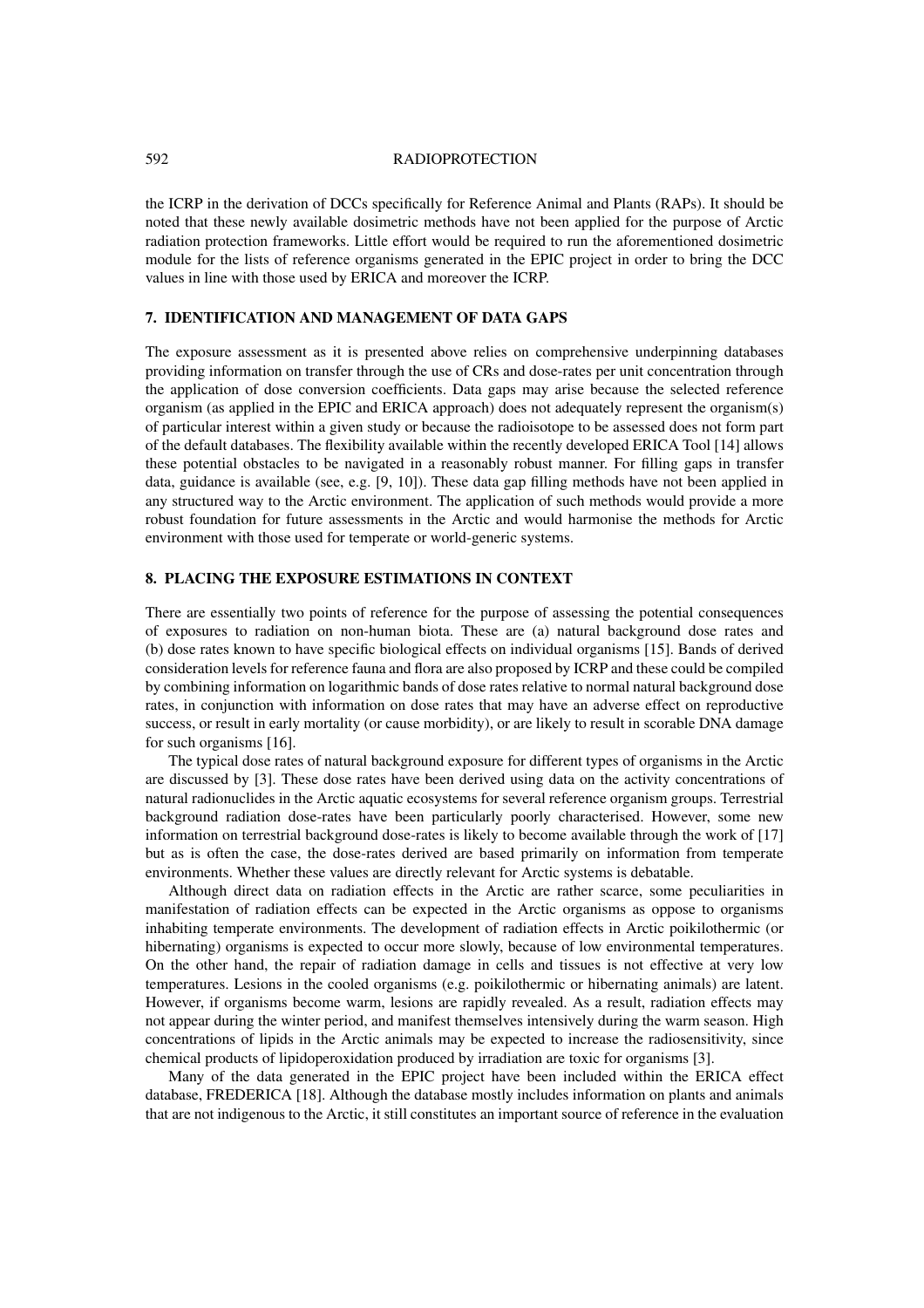the ICRP in the derivation of DCCs specifically for Reference Animal and Plants (RAPs). It should be noted that these newly available dosimetric methods have not been applied for the purpose of Arctic radiation protection frameworks. Little effort would be required to run the aforementioned dosimetric module for the lists of reference organisms generated in the EPIC project in order to bring the DCC values in line with those used by ERICA and moreover the ICRP.

## 7. IDENTIFICATION AND MANAGEMENT OF DATA GAPS

The exposure assessment as it is presented above relies on comprehensive underpinning databases providing information on transfer through the use of CRs and dose-rates per unit concentration through the application of dose conversion coefficients. Data gaps may arise because the selected reference organism (as applied in the EPIC and ERICA approach) does not adequately represent the organism(s) of particular interest within a given study or because the radioisotope to be assessed does not form part of the default databases. The flexibility available within the recently developed ERICA Tool [14] allows these potential obstacles to be navigated in a reasonably robust manner. For filling gaps in transfer data, guidance is available (see, e.g. [9, 10]). These data gap filling methods have not been applied in any structured way to the Arctic environment. The application of such methods would provide a more robust foundation for future assessments in the Arctic and would harmonise the methods for Arctic environment with those used for temperate or world-generic systems.

## 8. PLACING THE EXPOSURE ESTIMATIONS IN CONTEXT

There are essentially two points of reference for the purpose of assessing the potential consequences of exposures to radiation on non-human biota. These are (a) natural background dose rates and (b) dose rates known to have specific biological effects on individual organisms [15]. Bands of derived consideration levels for reference fauna and flora are also proposed by ICRP and these could be compiled by combining information on logarithmic bands of dose rates relative to normal natural background dose rates, in conjunction with information on dose rates that may have an adverse effect on reproductive success, or result in early mortality (or cause morbidity), or are likely to result in scorable DNA damage for such organisms [16].

The typical dose rates of natural background exposure for different types of organisms in the Arctic are discussed by [3]. These dose rates have been derived using data on the activity concentrations of natural radionuclides in the Arctic aquatic ecosystems for several reference organism groups. Terrestrial background radiation dose-rates have been particularly poorly characterised. However, some new information on terrestrial background dose-rates is likely to become available through the work of [17] but as is often the case, the dose-rates derived are based primarily on information from temperate environments. Whether these values are directly relevant for Arctic systems is debatable.

Although direct data on radiation effects in the Arctic are rather scarce, some peculiarities in manifestation of radiation effects can be expected in the Arctic organisms as oppose to organisms inhabiting temperate environments. The development of radiation effects in Arctic poikilothermic (or hibernating) organisms is expected to occur more slowly, because of low environmental temperatures. On the other hand, the repair of radiation damage in cells and tissues is not effective at very low temperatures. Lesions in the cooled organisms (e.g. poikilothermic or hibernating animals) are latent. However, if organisms become warm, lesions are rapidly revealed. As a result, radiation effects may not appear during the winter period, and manifest themselves intensively during the warm season. High concentrations of lipids in the Arctic animals may be expected to increase the radiosensitivity, since chemical products of lipidoperoxidation produced by irradiation are toxic for organisms [3].

Many of the data generated in the EPIC project have been included within the ERICA effect database, FREDERICA [18]. Although the database mostly includes information on plants and animals that are not indigenous to the Arctic, it still constitutes an important source of reference in the evaluation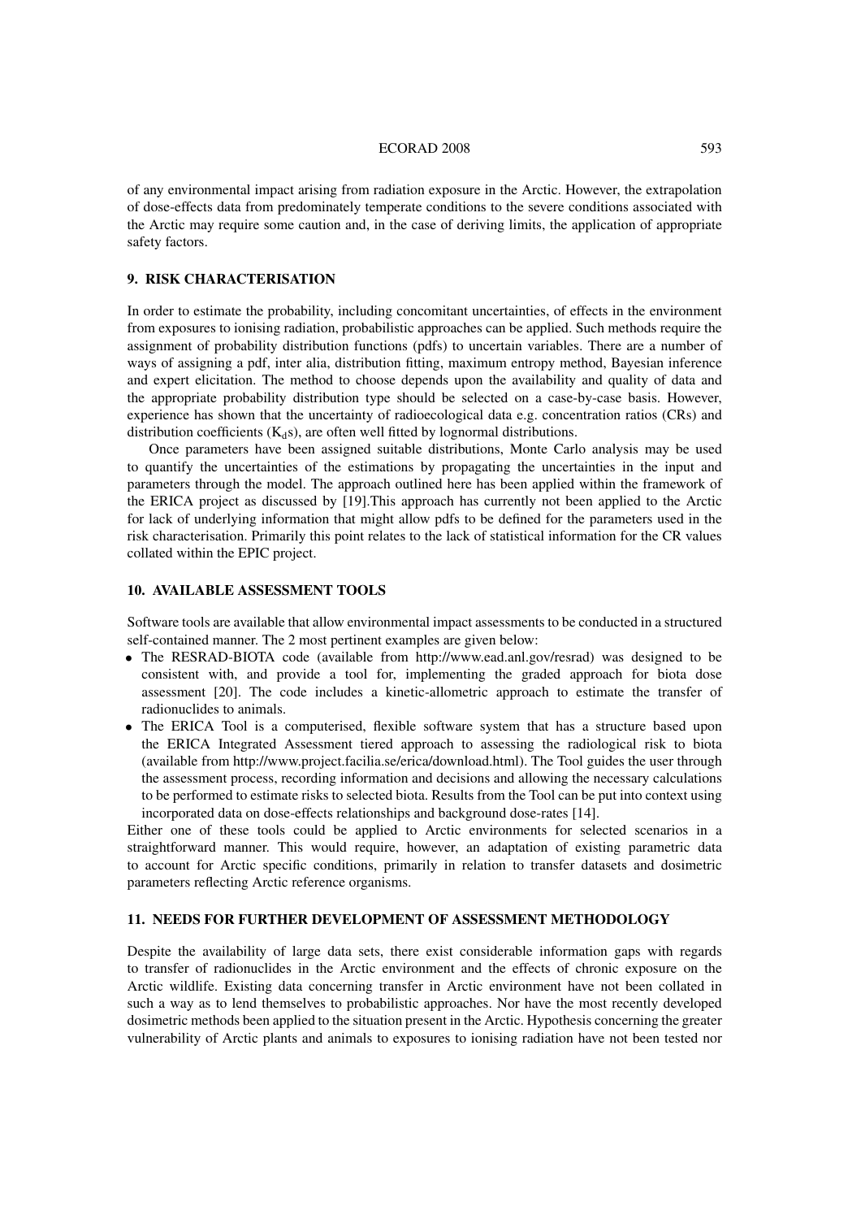of any environmental impact arising from radiation exposure in the Arctic. However, the extrapolation of dose-effects data from predominately temperate conditions to the severe conditions associated with the Arctic may require some caution and, in the case of deriving limits, the application of appropriate safety factors.

## 9. RISK CHARACTERISATION

In order to estimate the probability, including concomitant uncertainties, of effects in the environment from exposures to ionising radiation, probabilistic approaches can be applied. Such methods require the assignment of probability distribution functions (pdfs) to uncertain variables. There are a number of ways of assigning a pdf, inter alia, distribution fitting, maximum entropy method, Bayesian inference and expert elicitation. The method to choose depends upon the availability and quality of data and the appropriate probability distribution type should be selected on a case-by-case basis. However, experience has shown that the uncertainty of radioecological data e.g. concentration ratios (CRs) and distribution coefficients ($K_d$s), are often well fitted by lognormal distributions.

Once parameters have been assigned suitable distributions, Monte Carlo analysis may be used to quantify the uncertainties of the estimations by propagating the uncertainties in the input and parameters through the model. The approach outlined here has been applied within the framework of the ERICA project as discussed by [19].This approach has currently not been applied to the Arctic for lack of underlying information that might allow pdfs to be defined for the parameters used in the risk characterisation. Primarily this point relates to the lack of statistical information for the CR values collated within the EPIC project.

## 10. AVAILABLE ASSESSMENT TOOLS

Software tools are available that allow environmental impact assessments to be conducted in a structured self-contained manner. The 2 most pertinent examples are given below:

- The RESRAD-BIOTA code (available from http://www.ead.anl.gov/resrad) was designed to be consistent with, and provide a tool for, implementing the graded approach for biota dose assessment [20]. The code includes a kinetic-allometric approach to estimate the transfer of radionuclides to animals.
- The ERICA Tool is a computerised, flexible software system that has a structure based upon the ERICA Integrated Assessment tiered approach to assessing the radiological risk to biota (available from http://www.project.facilia.se/erica/download.html). The Tool guides the user through the assessment process, recording information and decisions and allowing the necessary calculations to be performed to estimate risks to selected biota. Results from the Tool can be put into context using incorporated data on dose-effects relationships and background dose-rates [14].

Either one of these tools could be applied to Arctic environments for selected scenarios in a straightforward manner. This would require, however, an adaptation of existing parametric data to account for Arctic specific conditions, primarily in relation to transfer datasets and dosimetric parameters reflecting Arctic reference organisms.

## 11. NEEDS FOR FURTHER DEVELOPMENT OF ASSESSMENT METHODOLOGY

Despite the availability of large data sets, there exist considerable information gaps with regards to transfer of radionuclides in the Arctic environment and the effects of chronic exposure on the Arctic wildlife. Existing data concerning transfer in Arctic environment have not been collated in such a way as to lend themselves to probabilistic approaches. Nor have the most recently developed dosimetric methods been applied to the situation present in the Arctic. Hypothesis concerning the greater vulnerability of Arctic plants and animals to exposures to ionising radiation have not been tested nor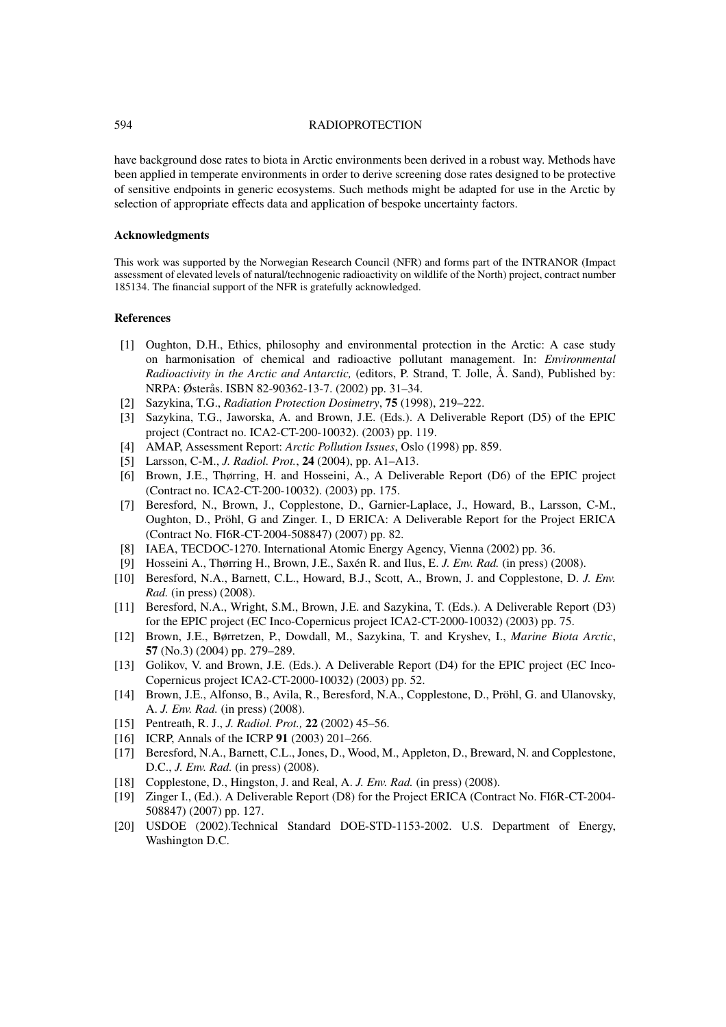have background dose rates to biota in Arctic environments been derived in a robust way. Methods have been applied in temperate environments in order to derive screening dose rates designed to be protective of sensitive endpoints in generic ecosystems. Such methods might be adapted for use in the Arctic by selection of appropriate effects data and application of bespoke uncertainty factors.

### Acknowledgments

This work was supported by the Norwegian Research Council (NFR) and forms part of the INTRANOR (Impact assessment of elevated levels of natural/technogenic radioactivity on wildlife of the North) project, contract number 185134. The financial support of the NFR is gratefully acknowledged.

### References

[1] Oughton, D.H., Ethics, philosophy and environmental protection in the Arctic: A case study on harmonisation of chemical and radioactive pollutant management. In: *Environmental Radioactivity in the Arctic and Antarctic,* (editors, P. Strand, T. Jolle, Å. Sand), Published by: NRPA: Østerås. ISBN 82-90362-13-7. (2002) pp. 31–34.

[2] Sazykina, T.G., *Radiation Protection Dosimetry*, **75** (1998), 219–222.

[3] Sazykina, T.G., Jaworska, A. and Brown, J.E. (Eds.). A Deliverable Report (D5) of the EPIC project (Contract no. ICA2-CT-200-10032). (2003) pp. 119.

[4] AMAP, Assessment Report: *Arctic Pollution Issues*, Oslo (1998) pp. 859.

[5] Larsson, C-M., *J. Radiol. Prot.*, **24** (2004), pp. A1–A13.

[6] Brown, J.E., Thørring, H. and Hosseini, A., A Deliverable Report (D6) of the EPIC project (Contract no. ICA2-CT-200-10032). (2003) pp. 175.

[7] Beresford, N., Brown, J., Copplestone, D., Garnier-Laplace, J., Howard, B., Larsson, C-M., Oughton, D., Pröhl, G and Zinger. I., D ERICA: A Deliverable Report for the Project ERICA (Contract No. FI6R-CT-2004-508847) (2007) pp. 82.

[8] IAEA, TECDOC-1270. International Atomic Energy Agency, Vienna (2002) pp. 36.

[9] Hosseini A., Thørring H., Brown, J.E., Saxén R. and Ilus, E. *J. Env. Rad.* (in press) (2008).

[10] Beresford, N.A., Barnett, C.L., Howard, B.J., Scott, A., Brown, J. and Copplestone, D. *J. Env. Rad.* (in press) (2008).

[11] Beresford, N.A., Wright, S.M., Brown, J.E. and Sazykina, T. (Eds.). A Deliverable Report (D3) for the EPIC project (EC Inco-Copernicus project ICA2-CT-2000-10032) (2003) pp. 75.

[12] Brown, J.E., Børretzen, P., Dowdall, M., Sazykina, T. and Kryshev, I., *Marine Biota Arctic*, **57** (No.3) (2004) pp. 279–289.

[13] Golikov, V. and Brown, J.E. (Eds.). A Deliverable Report (D4) for the EPIC project (EC Inco-Copernicus project ICA2-CT-2000-10032) (2003) pp. 52.

[14] Brown, J.E., Alfonso, B., Avila, R., Beresford, N.A., Copplestone, D., Pröhl, G. and Ulanovsky, A. *J. Env. Rad.* (in press) (2008).

[15] Pentreath, R. J., *J. Radiol. Prot.,* **22** (2002) 45–56.

[16] ICRP, Annals of the ICRP **91** (2003) 201–266.

[17] Beresford, N.A., Barnett, C.L., Jones, D., Wood, M., Appleton, D., Breward, N. and Copplestone, D.C., *J. Env. Rad.* (in press) (2008).

[18] Copplestone, D., Hingston, J. and Real, A. *J. Env. Rad.* (in press) (2008).

[19] Zinger I., (Ed.). A Deliverable Report (D8) for the Project ERICA (Contract No. FI6R-CT-2004-508847) (2007) pp. 127.

[20] USDOE (2002).Technical Standard DOE-STD-1153-2002. U.S. Department of Energy, Washington D.C.